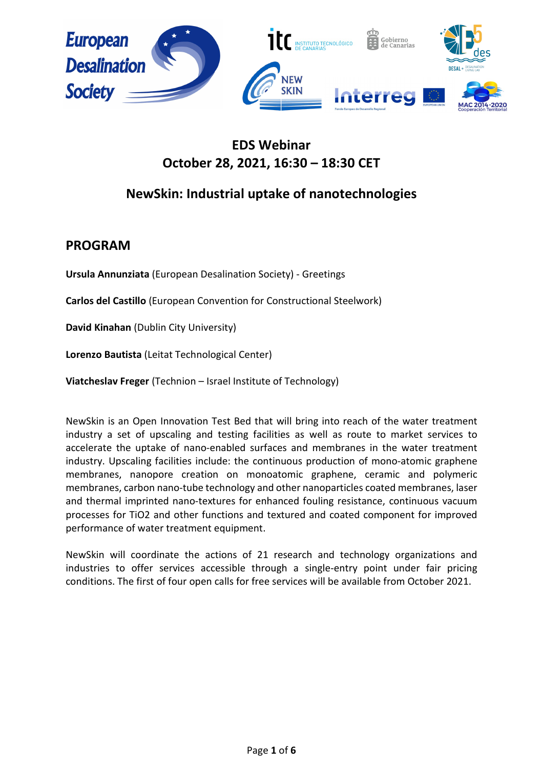# EDS Webinar
# October 28, 2021, 16:30 – 18:30 CET

## NewSkin: Industrial uptake of nanotechnologies

## PROGRAM

**Ursula Annunziata** (European Desalination Society) - Greetings

**Carlos del Castillo** (European Convention for Constructional Steelwork)

**David Kinahan** (Dublin City University)

**Lorenzo Bautista** (Leitat Technological Center)

**Viatcheslav Freger** (Technion – Israel Institute of Technology)

NewSkin is an Open Innovation Test Bed that will bring into reach of the water treatment industry a set of upscaling and testing facilities as well as route to market services to accelerate the uptake of nano-enabled surfaces and membranes in the water treatment industry. Upscaling facilities include: the continuous production of mono-atomic graphene membranes, nanopore creation on monoatomic graphene, ceramic and polymeric membranes, carbon nano-tube technology and other nanoparticles coated membranes, laser and thermal imprinted nano-textures for enhanced fouling resistance, continuous vacuum processes for $TiO_2$ and other functions and textured and coated component for improved performance of water treatment equipment.

NewSkin will coordinate the actions of 21 research and technology organizations and industries to offer services accessible through a single-entry point under fair pricing conditions. The first of four open calls for free services will be available from October 2021.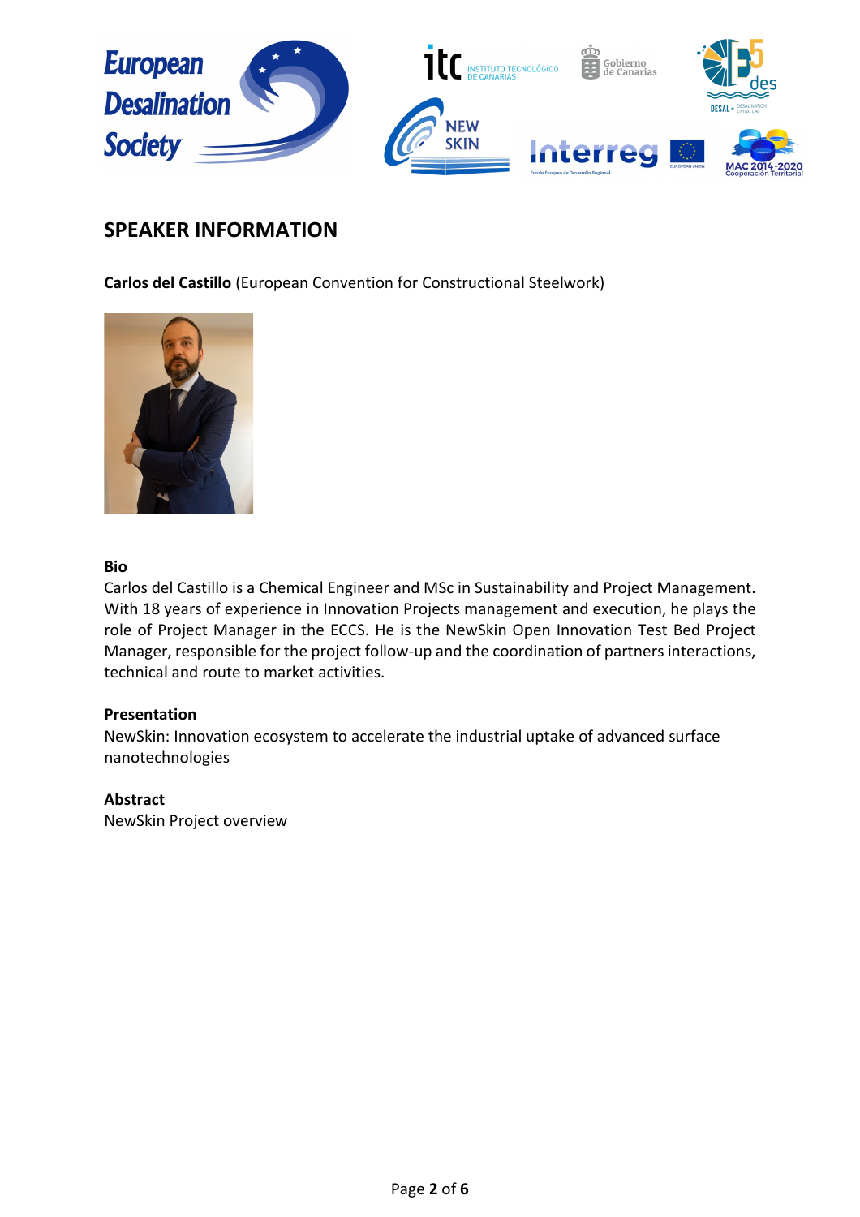## SPEAKER INFORMATION

**Carlos del Castillo** (European Convention for Constructional Steelwork)

**Bio**

Carlos del Castillo is a Chemical Engineer and MSc in Sustainability and Project Management. With 18 years of experience in Innovation Projects management and execution, he plays the role of Project Manager in the ECCS. He is the NewSkin Open Innovation Test Bed Project Manager, responsible for the project follow-up and the coordination of partners interactions, technical and route to market activities.

**Presentation**

NewSkin: Innovation ecosystem to accelerate the industrial uptake of advanced surface nanotechnologies

**Abstract**

NewSkin Project overview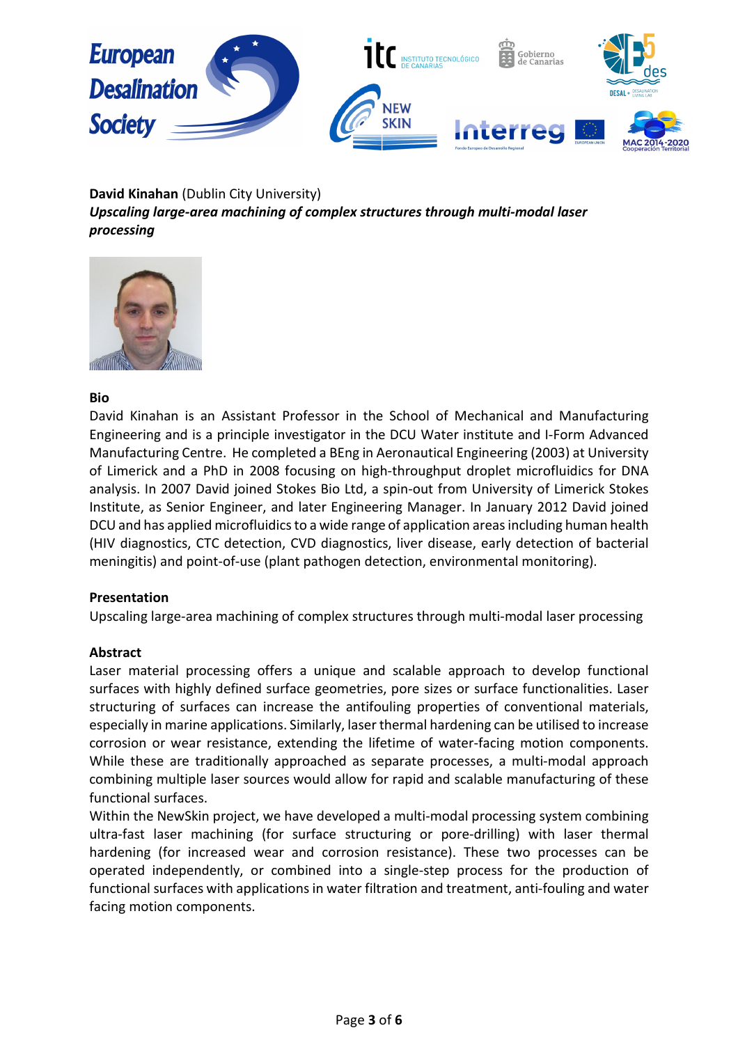**David Kinahan** (Dublin City University)
***Upscaling large-area machining of complex structures through multi-modal laser processing***

**Bio**

David Kinahan is an Assistant Professor in the School of Mechanical and Manufacturing Engineering and is a principle investigator in the DCU Water institute and I-Form Advanced Manufacturing Centre. He completed a BEng in Aeronautical Engineering (2003) at University of Limerick and a PhD in 2008 focusing on high-throughput droplet microfluidics for DNA analysis. In 2007 David joined Stokes Bio Ltd, a spin-out from University of Limerick Stokes Institute, as Senior Engineer, and later Engineering Manager. In January 2012 David joined DCU and has applied microfluidics to a wide range of application areas including human health (HIV diagnostics, CTC detection, CVD diagnostics, liver disease, early detection of bacterial meningitis) and point-of-use (plant pathogen detection, environmental monitoring).

**Presentation**

Upscaling large-area machining of complex structures through multi-modal laser processing

**Abstract**

Laser material processing offers a unique and scalable approach to develop functional surfaces with highly defined surface geometries, pore sizes or surface functionalities. Laser structuring of surfaces can increase the antifouling properties of conventional materials, especially in marine applications. Similarly, laser thermal hardening can be utilised to increase corrosion or wear resistance, extending the lifetime of water-facing motion components. While these are traditionally approached as separate processes, a multi-modal approach combining multiple laser sources would allow for rapid and scalable manufacturing of these functional surfaces.

Within the NewSkin project, we have developed a multi-modal processing system combining ultra-fast laser machining (for surface structuring or pore-drilling) with laser thermal hardening (for increased wear and corrosion resistance). These two processes can be operated independently, or combined into a single-step process for the production of functional surfaces with applications in water filtration and treatment, anti-fouling and water facing motion components.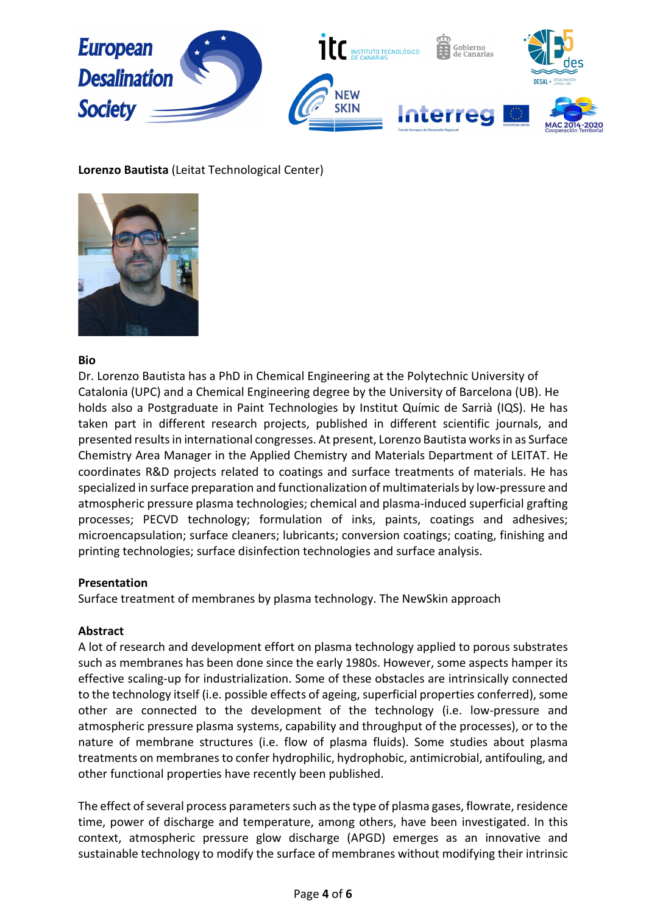**Lorenzo Bautista** (Leitat Technological Center)

**Bio**

Dr. Lorenzo Bautista has a PhD in Chemical Engineering at the Polytechnic University of Catalonia (UPC) and a Chemical Engineering degree by the University of Barcelona (UB). He holds also a Postgraduate in Paint Technologies by Institut Químic de Sarrià (IQS). He has taken part in different research projects, published in different scientific journals, and presented results in international congresses. At present, Lorenzo Bautista works in as Surface Chemistry Area Manager in the Applied Chemistry and Materials Department of LEITAT. He coordinates R&D projects related to coatings and surface treatments of materials. He has specialized in surface preparation and functionalization of multimaterials by low-pressure and atmospheric pressure plasma technologies; chemical and plasma-induced superficial grafting processes; PECVD technology; formulation of inks, paints, coatings and adhesives; microencapsulation; surface cleaners; lubricants; conversion coatings; coating, finishing and printing technologies; surface disinfection technologies and surface analysis.

**Presentation**

Surface treatment of membranes by plasma technology. The NewSkin approach

**Abstract**

A lot of research and development effort on plasma technology applied to porous substrates such as membranes has been done since the early 1980s. However, some aspects hamper its effective scaling-up for industrialization. Some of these obstacles are intrinsically connected to the technology itself (i.e. possible effects of ageing, superficial properties conferred), some other are connected to the development of the technology (i.e. low-pressure and atmospheric pressure plasma systems, capability and throughput of the processes), or to the nature of membrane structures (i.e. flow of plasma fluids). Some studies about plasma treatments on membranes to confer hydrophilic, hydrophobic, antimicrobial, antifouling, and other functional properties have recently been published.

The effect of several process parameters such as the type of plasma gases, flowrate, residence time, power of discharge and temperature, among others, have been investigated. In this context, atmospheric pressure glow discharge (APGD) emerges as an innovative and sustainable technology to modify the surface of membranes without modifying their intrinsic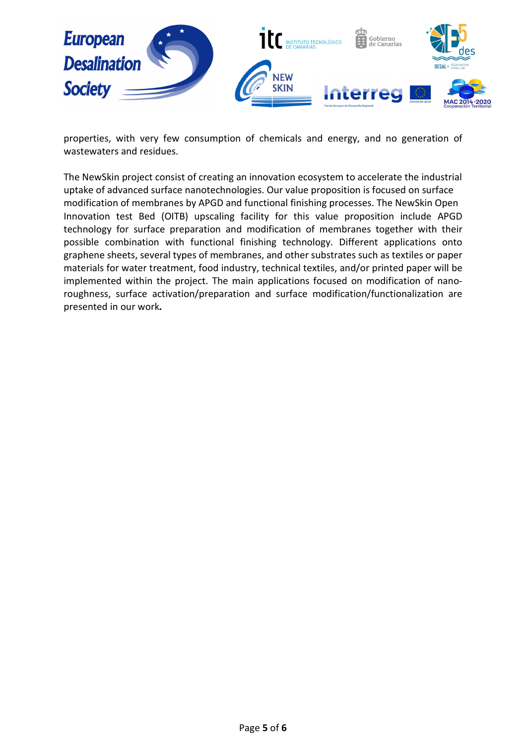properties, with very few consumption of chemicals and energy, and no generation of wastewaters and residues.

The NewSkin project consist of creating an innovation ecosystem to accelerate the industrial uptake of advanced surface nanotechnologies. Our value proposition is focused on surface modification of membranes by APGD and functional finishing processes. The NewSkin Open Innovation test Bed (OITB) upscaling facility for this value proposition include APGD technology for surface preparation and modification of membranes together with their possible combination with functional finishing technology. Different applications onto graphene sheets, several types of membranes, and other substrates such as textiles or paper materials for water treatment, food industry, technical textiles, and/or printed paper will be implemented within the project. The main applications focused on modification of nano-roughness, surface activation/preparation and surface modification/functionalization are presented in our work**.**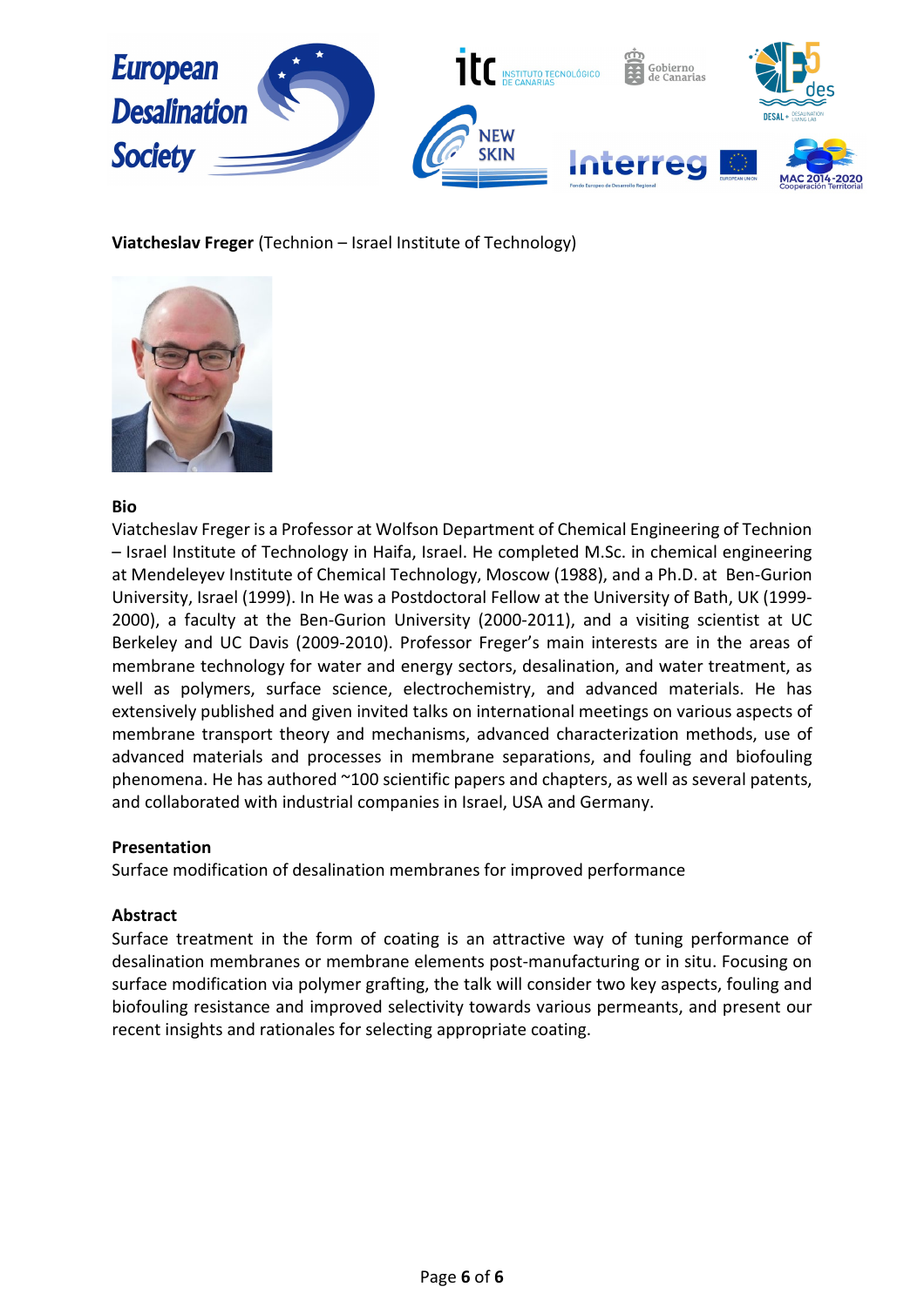**Viatcheslav Freger** (Technion – Israel Institute of Technology)

**Bio**

Viatcheslav Freger is a Professor at Wolfson Department of Chemical Engineering of Technion – Israel Institute of Technology in Haifa, Israel. He completed M.Sc. in chemical engineering at Mendeleyev Institute of Chemical Technology, Moscow (1988), and a Ph.D. at Ben-Gurion University, Israel (1999). In He was a Postdoctoral Fellow at the University of Bath, UK (1999-2000), a faculty at the Ben-Gurion University (2000-2011), and a visiting scientist at UC Berkeley and UC Davis (2009-2010). Professor Freger's main interests are in the areas of membrane technology for water and energy sectors, desalination, and water treatment, as well as polymers, surface science, electrochemistry, and advanced materials. He has extensively published and given invited talks on international meetings on various aspects of membrane transport theory and mechanisms, advanced characterization methods, use of advanced materials and processes in membrane separations, and fouling and biofouling phenomena. He has authored ~100 scientific papers and chapters, as well as several patents, and collaborated with industrial companies in Israel, USA and Germany.

**Presentation**

Surface modification of desalination membranes for improved performance

**Abstract**

Surface treatment in the form of coating is an attractive way of tuning performance of desalination membranes or membrane elements post-manufacturing or in situ. Focusing on surface modification via polymer grafting, the talk will consider two key aspects, fouling and biofouling resistance and improved selectivity towards various permeants, and present our recent insights and rationales for selecting appropriate coating.